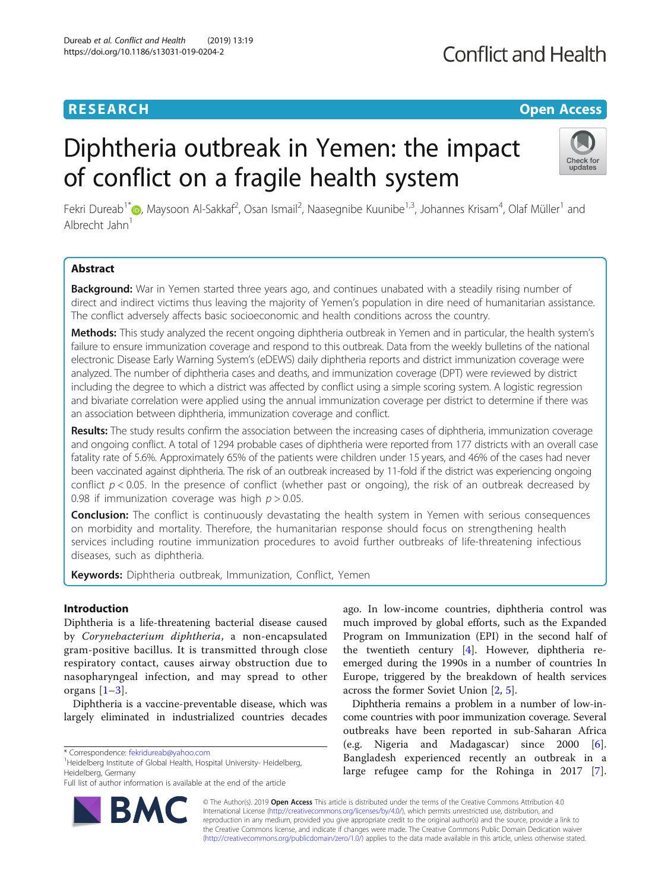# Diphtheria outbreak in Yemen: the impact of conflict on a fragile health system

Fekri Dureab[1*], Maysoon Al-Sakkaf[2], Osan Ismail[2], Naasegnibe Kuunibe[1,3], Johannes Krisam[4], Olaf Müller[1] and Albrecht Jahn[1]

## Abstract

**Background:** War in Yemen started three years ago, and continues unabated with a steadily rising number of direct and indirect victims thus leaving the majority of Yemen's population in dire need of humanitarian assistance. The conflict adversely affects basic socioeconomic and health conditions across the country.

**Methods:** This study analyzed the recent ongoing diphtheria outbreak in Yemen and in particular, the health system's failure to ensure immunization coverage and respond to this outbreak. Data from the weekly bulletins of the national electronic Disease Early Warning System's (eDEWS) daily diphtheria reports and district immunization coverage were analyzed. The number of diphtheria cases and deaths, and immunization coverage (DPT) were reviewed by district including the degree to which a district was affected by conflict using a simple scoring system. A logistic regression and bivariate correlation were applied using the annual immunization coverage per district to determine if there was an association between diphtheria, immunization coverage and conflict.

**Results:** The study results confirm the association between the increasing cases of diphtheria, immunization coverage and ongoing conflict. A total of 1294 probable cases of diphtheria were reported from 177 districts with an overall case fatality rate of 5.6%. Approximately 65% of the patients were children under 15 years, and 46% of the cases had never been vaccinated against diphtheria. The risk of an outbreak increased by 11-fold if the district was experiencing ongoing conflict $p < 0.05$. In the presence of conflict (whether past or ongoing), the risk of an outbreak decreased by 0.98 if immunization coverage was high $p > 0.05$.

**Conclusion:** The conflict is continuously devastating the health system in Yemen with serious consequences on morbidity and mortality. Therefore, the humanitarian response should focus on strengthening health services including routine immunization procedures to avoid further outbreaks of life-threatening infectious diseases, such as diphtheria.

**Keywords:** Diphtheria outbreak, Immunization, Conflict, Yemen

## Introduction

Diphtheria is a life-threatening bacterial disease caused by *Corynebacterium diphtheria*, a non-encapsulated gram-positive bacillus. It is transmitted through close respiratory contact, causes airway obstruction due to nasopharyngeal infection, and may spread to other organs [1–3].

Diphtheria is a vaccine-preventable disease, which was largely eliminated in industrialized countries decades ago. In low-income countries, diphtheria control was much improved by global efforts, such as the Expanded Program on Immunization (EPI) in the second half of the twentieth century [4]. However, diphtheria re-emerged during the 1990s in a number of countries In Europe, triggered by the breakdown of health services across the former Soviet Union [2, 5].

Diphtheria remains a problem in a number of low-income countries with poor immunization coverage. Several outbreaks have been reported in sub-Saharan Africa (e.g. Nigeria and Madagascar) since 2000 [6]. Bangladesh experienced recently an outbreak in a large refugee camp for the Rohinga in 2017 [7].

\* Correspondence: fekridureab@yahoo.com
[1]Heidelberg Institute of Global Health, Hospital University- Heidelberg, Heidelberg, Germany
Full list of author information is available at the end of the article

© The Author(s). 2019 **Open Access** This article is distributed under the terms of the Creative Commons Attribution 4.0 International License (http://creativecommons.org/licenses/by/4.0/), which permits unrestricted use, distribution, and reproduction in any medium, provided you give appropriate credit to the original author(s) and the source, provide a link to the Creative Commons license, and indicate if changes were made. The Creative Commons Public Domain Dedication waiver (http://creativecommons.org/publicdomain/zero/1.0/) applies to the data made available in this article, unless otherwise stated.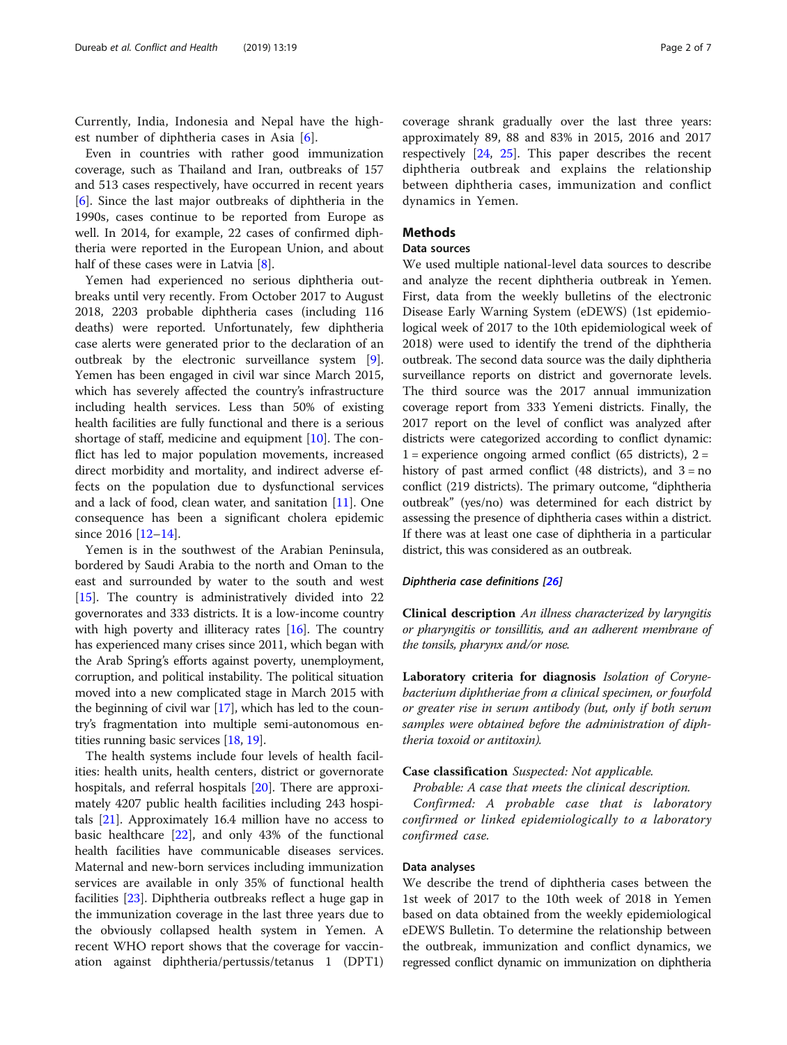Currently, India, Indonesia and Nepal have the highest number of diphtheria cases in Asia [6].

Even in countries with rather good immunization coverage, such as Thailand and Iran, outbreaks of 157 and 513 cases respectively, have occurred in recent years [6]. Since the last major outbreaks of diphtheria in the 1990s, cases continue to be reported from Europe as well. In 2014, for example, 22 cases of confirmed diphtheria were reported in the European Union, and about half of these cases were in Latvia [8].

Yemen had experienced no serious diphtheria outbreaks until very recently. From October 2017 to August 2018, 2203 probable diphtheria cases (including 116 deaths) were reported. Unfortunately, few diphtheria case alerts were generated prior to the declaration of an outbreak by the electronic surveillance system [9]. Yemen has been engaged in civil war since March 2015, which has severely affected the country's infrastructure including health services. Less than 50% of existing health facilities are fully functional and there is a serious shortage of staff, medicine and equipment [10]. The conflict has led to major population movements, increased direct morbidity and mortality, and indirect adverse effects on the population due to dysfunctional services and a lack of food, clean water, and sanitation [11]. One consequence has been a significant cholera epidemic since 2016 [12–14].

Yemen is in the southwest of the Arabian Peninsula, bordered by Saudi Arabia to the north and Oman to the east and surrounded by water to the south and west [15]. The country is administratively divided into 22 governorates and 333 districts. It is a low-income country with high poverty and illiteracy rates [16]. The country has experienced many crises since 2011, which began with the Arab Spring's efforts against poverty, unemployment, corruption, and political instability. The political situation moved into a new complicated stage in March 2015 with the beginning of civil war [17], which has led to the country's fragmentation into multiple semi-autonomous entities running basic services [18, 19].

The health systems include four levels of health facilities: health units, health centers, district or governorate hospitals, and referral hospitals [20]. There are approximately 4207 public health facilities including 243 hospitals [21]. Approximately 16.4 million have no access to basic healthcare [22], and only 43% of the functional health facilities have communicable diseases services. Maternal and new-born services including immunization services are available in only 35% of functional health facilities [23]. Diphtheria outbreaks reflect a huge gap in the immunization coverage in the last three years due to the obviously collapsed health system in Yemen. A recent WHO report shows that the coverage for vaccination against diphtheria/pertussis/tetanus 1 (DPT1) coverage shrank gradually over the last three years: approximately 89, 88 and 83% in 2015, 2016 and 2017 respectively [24, 25]. This paper describes the recent diphtheria outbreak and explains the relationship between diphtheria cases, immunization and conflict dynamics in Yemen.

## Methods

### Data sources

We used multiple national-level data sources to describe and analyze the recent diphtheria outbreak in Yemen. First, data from the weekly bulletins of the electronic Disease Early Warning System (eDEWS) (1st epidemiological week of 2017 to the 10th epidemiological week of 2018) were used to identify the trend of the diphtheria outbreak. The second data source was the daily diphtheria surveillance reports on district and governorate levels. The third source was the 2017 annual immunization coverage report from 333 Yemeni districts. Finally, the 2017 report on the level of conflict was analyzed after districts were categorized according to conflict dynamic: 1 = experience ongoing armed conflict (65 districts), 2 = history of past armed conflict (48 districts), and 3 = no conflict (219 districts). The primary outcome, "diphtheria outbreak" (yes/no) was determined for each district by assessing the presence of diphtheria cases within a district. If there was at least one case of diphtheria in a particular district, this was considered as an outbreak.

#### *Diphtheria case definitions [26]*

**Clinical description** *An illness characterized by laryngitis or pharyngitis or tonsillitis, and an adherent membrane of the tonsils, pharynx and/or nose.*

**Laboratory criteria for diagnosis** *Isolation of Corynebacterium diphtheriae from a clinical specimen, or fourfold or greater rise in serum antibody (but, only if both serum samples were obtained before the administration of diphtheria toxoid or antitoxin).*

**Case classification** *Suspected: Not applicable.*

*Probable: A case that meets the clinical description.*

*Confirmed: A probable case that is laboratory confirmed or linked epidemiologically to a laboratory confirmed case.*

### Data analyses

We describe the trend of diphtheria cases between the 1st week of 2017 to the 10th week of 2018 in Yemen based on data obtained from the weekly epidemiological eDEWS Bulletin. To determine the relationship between the outbreak, immunization and conflict dynamics, we regressed conflict dynamic on immunization on diphtheria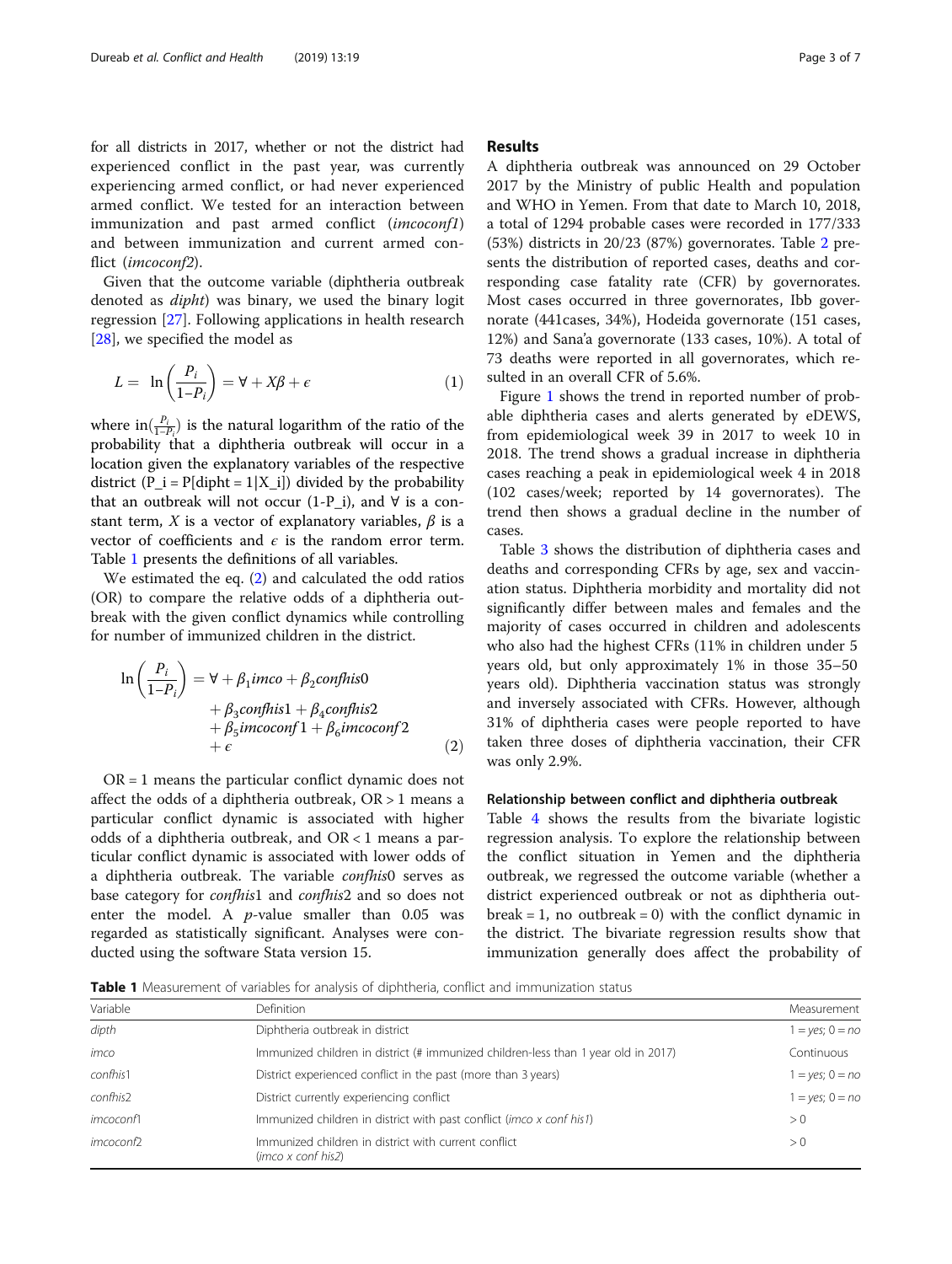for all districts in 2017, whether or not the district had experienced conflict in the past year, was currently experiencing armed conflict, or had never experienced armed conflict. We tested for an interaction between immunization and past armed conflict (*imcoconf1*) and between immunization and current armed conflict (*imcoconf2*).

Given that the outcome variable (diphtheria outbreak denoted as *dipht*) was binary, we used the binary logit regression [27]. Following applications in health research [28], we specified the model as

$$L = \ln\left(\frac{P_i}{1-P_i}\right) = \forall + X\beta + \epsilon \tag{1}$$

where $\text{in}(\frac{P_i}{1-P_i})$ is the natural logarithm of the ratio of the probability that a diphtheria outbreak will occur in a location given the explanatory variables of the respective district (P_i = P[dipht = 1|X_i]) divided by the probability that an outbreak will not occur (1-P_i), and $\forall$ is a constant term, $X$ is a vector of explanatory variables, $\beta$ is a vector of coefficients and $\epsilon$ is the random error term. Table 1 presents the definitions of all variables.

We estimated the eq. (2) and calculated the odd ratios (OR) to compare the relative odds of a diphtheria outbreak with the given conflict dynamics while controlling for number of immunized children in the district.

$$\ln\left(\frac{P_i}{1-P_i}\right) = \forall + \beta_1 imco + \beta_2 confhis0 + \beta_3 confhis1 + \beta_4 confhis2 + \beta_5 imcoconf1 + \beta_6 imcoconf2 + \epsilon \tag{2}$$

OR = 1 means the particular conflict dynamic does not affect the odds of a diphtheria outbreak, OR > 1 means a particular conflict dynamic is associated with higher odds of a diphtheria outbreak, and OR < 1 means a particular conflict dynamic is associated with lower odds of a diphtheria outbreak. The variable *confhis*0 serves as base category for *confhis*1 and *confhis*2 and so does not enter the model. A *p*-value smaller than 0.05 was regarded as statistically significant. Analyses were conducted using the software Stata version 15.

## Results

A diphtheria outbreak was announced on 29 October 2017 by the Ministry of public Health and population and WHO in Yemen. From that date to March 10, 2018, a total of 1294 probable cases were recorded in 177/333 (53%) districts in 20/23 (87%) governorates. Table 2 presents the distribution of reported cases, deaths and corresponding case fatality rate (CFR) by governorates. Most cases occurred in three governorates, Ibb governorate (441cases, 34%), Hodeida governorate (151 cases, 12%) and Sana'a governorate (133 cases, 10%). A total of 73 deaths were reported in all governorates, which resulted in an overall CFR of 5.6%.

Figure 1 shows the trend in reported number of probable diphtheria cases and alerts generated by eDEWS, from epidemiological week 39 in 2017 to week 10 in 2018. The trend shows a gradual increase in diphtheria cases reaching a peak in epidemiological week 4 in 2018 (102 cases/week; reported by 14 governorates). The trend then shows a gradual decline in the number of cases.

Table 3 shows the distribution of diphtheria cases and deaths and corresponding CFRs by age, sex and vaccination status. Diphtheria morbidity and mortality did not significantly differ between males and females and the majority of cases occurred in children and adolescents who also had the highest CFRs (11% in children under 5 years old, but only approximately 1% in those 35–50 years old). Diphtheria vaccination status was strongly and inversely associated with CFRs. However, although 31% of diphtheria cases were people reported to have taken three doses of diphtheria vaccination, their CFR was only 2.9%.

### Relationship between conflict and diphtheria outbreak

Table 4 shows the results from the bivariate logistic regression analysis. To explore the relationship between the conflict situation in Yemen and the diphtheria outbreak, we regressed the outcome variable (whether a district experienced outbreak or not as diphtheria outbreak = 1, no outbreak = 0) with the conflict dynamic in the district. The bivariate regression results show that immunization generally does affect the probability of

**Table 1** Measurement of variables for analysis of diphtheria, conflict and immunization status

| Variable | Definition | Measurement |
|---|---|---|
| *dipth* | Diphtheria outbreak in district | 1 = *yes*; 0 = *no* |
| *imco* | Immunized children in district (# immunized children-less than 1 year old in 2017) | Continuous |
| *confhis*1 | District experienced conflict in the past (more than 3 years) | 1 = *yes*; 0 = *no* |
| *confhis*2 | District currently experiencing conflict | 1 = *yes*; 0 = *no* |
| *imcoconf*1 | Immunized children in district with past conflict (*imco x conf his1*) | > 0 |
| *imcoconf*2 | Immunized children in district with current conflict (*imco x conf his2*) | > 0 |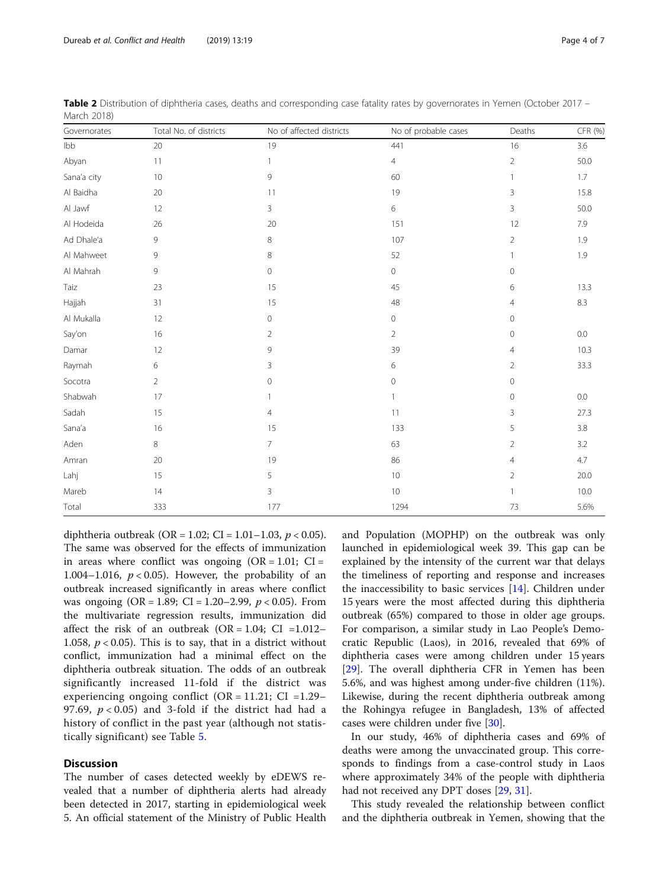**Table 2** Distribution of diphtheria cases, deaths and corresponding case fatality rates by governorates in Yemen (October 2017 – March 2018)

| Governorates | Total No. of districts | No of affected districts | No of probable cases | Deaths | CFR (%) |
|---|---|---|---|---|---|
| Ibb | 20 | 19 | 441 | 16 | 3.6 |
| Abyan | 11 | 1 | 4 | 2 | 50.0 |
| Sana'a city | 10 | 9 | 60 | 1 | 1.7 |
| Al Baidha | 20 | 11 | 19 | 3 | 15.8 |
| Al Jawf | 12 | 3 | 6 | 3 | 50.0 |
| Al Hodeida | 26 | 20 | 151 | 12 | 7.9 |
| Ad Dhale'a | 9 | 8 | 107 | 2 | 1.9 |
| Al Mahweet | 9 | 8 | 52 | 1 | 1.9 |
| Al Mahrah | 9 | 0 | 0 | 0 | |
| Taiz | 23 | 15 | 45 | 6 | 13.3 |
| Hajjah | 31 | 15 | 48 | 4 | 8.3 |
| Al Mukalla | 12 | 0 | 0 | 0 | |
| Say'on | 16 | 2 | 2 | 0 | 0.0 |
| Damar | 12 | 9 | 39 | 4 | 10.3 |
| Raymah | 6 | 3 | 6 | 2 | 33.3 |
| Socotra | 2 | 0 | 0 | 0 | |
| Shabwah | 17 | 1 | 1 | 0 | 0.0 |
| Sadah | 15 | 4 | 11 | 3 | 27.3 |
| Sana'a | 16 | 15 | 133 | 5 | 3.8 |
| Aden | 8 | 7 | 63 | 2 | 3.2 |
| Amran | 20 | 19 | 86 | 4 | 4.7 |
| Lahj | 15 | 5 | 10 | 2 | 20.0 |
| Mareb | 14 | 3 | 10 | 1 | 10.0 |
| Total | 333 | 177 | 1294 | 73 | 5.6% |

diphtheria outbreak (OR = 1.02; CI = 1.01–1.03, $p < 0.05$). The same was observed for the effects of immunization in areas where conflict was ongoing (OR = 1.01; CI = 1.004–1.016, $p < 0.05$). However, the probability of an outbreak increased significantly in areas where conflict was ongoing (OR = 1.89; CI = 1.20–2.99, $p < 0.05$). From the multivariate regression results, immunization did affect the risk of an outbreak (OR = 1.04; CI =1.012–1.058, $p < 0.05$). This is to say, that in a district without conflict, immunization had a minimal effect on the diphtheria outbreak situation. The odds of an outbreak significantly increased 11-fold if the district was experiencing ongoing conflict (OR = 11.21; CI =1.29–97.69, $p < 0.05$) and 3-fold if the district had had a history of conflict in the past year (although not statistically significant) see Table 5.

## Discussion

The number of cases detected weekly by eDEWS revealed that a number of diphtheria alerts had already been detected in 2017, starting in epidemiological week 5. An official statement of the Ministry of Public Health and Population (MOPHP) on the outbreak was only launched in epidemiological week 39. This gap can be explained by the intensity of the current war that delays the timeliness of reporting and response and increases the inaccessibility to basic services [14]. Children under 15 years were the most affected during this diphtheria outbreak (65%) compared to those in older age groups. For comparison, a similar study in Lao People's Democratic Republic (Laos), in 2016, revealed that 69% of diphtheria cases were among children under 15 years [29]. The overall diphtheria CFR in Yemen has been 5.6%, and was highest among under-five children (11%). Likewise, during the recent diphtheria outbreak among the Rohingya refugee in Bangladesh, 13% of affected cases were children under five [30].

In our study, 46% of diphtheria cases and 69% of deaths were among the unvaccinated group. This corresponds to findings from a case-control study in Laos where approximately 34% of the people with diphtheria had not received any DPT doses [29, 31].

This study revealed the relationship between conflict and the diphtheria outbreak in Yemen, showing that the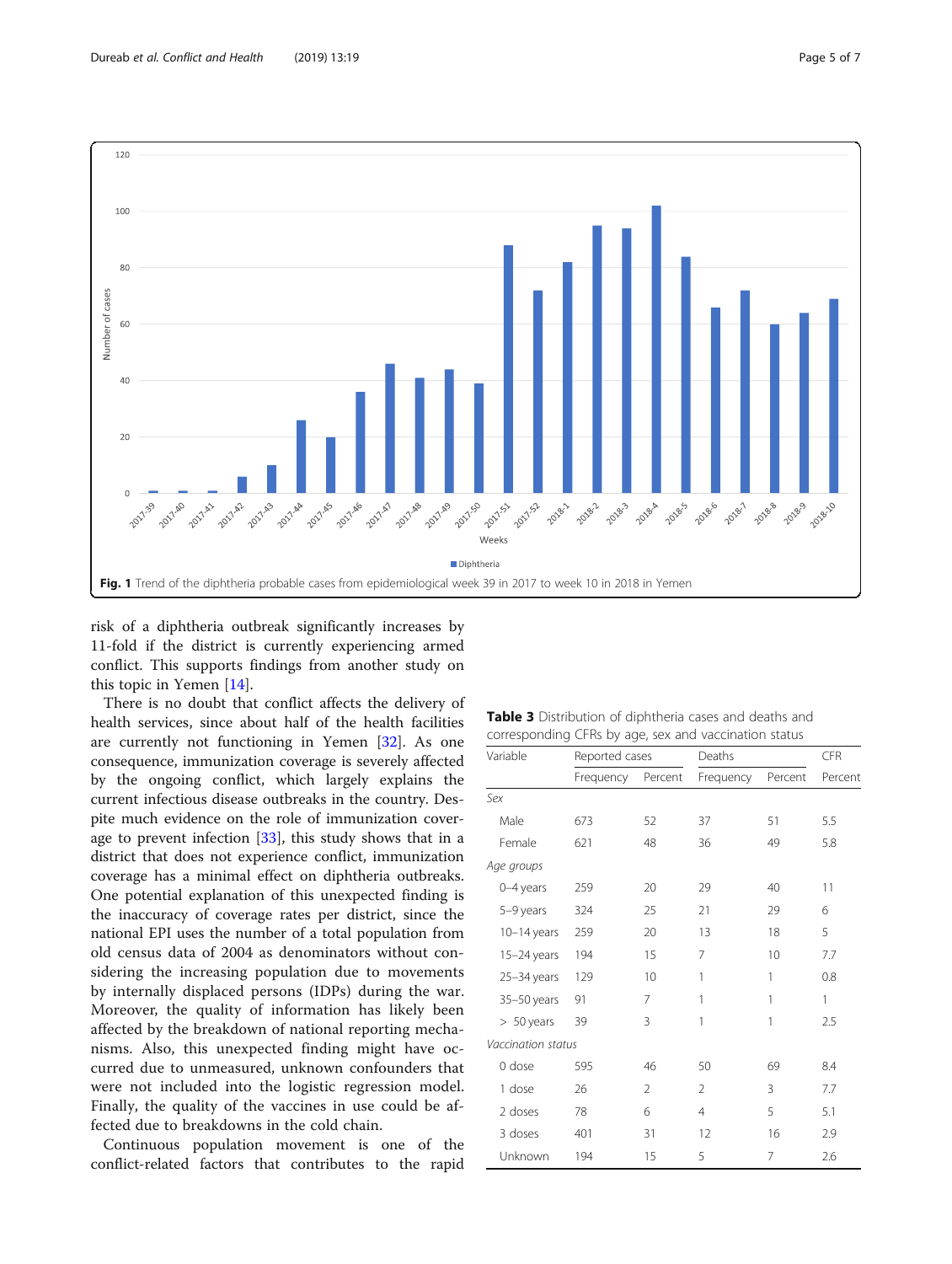**Fig. 1** Trend of the diphtheria probable cases from epidemiological week 39 in 2017 to week 10 in 2018 in Yemen

risk of a diphtheria outbreak significantly increases by 11-fold if the district is currently experiencing armed conflict. This supports findings from another study on this topic in Yemen [14].

There is no doubt that conflict affects the delivery of health services, since about half of the health facilities are currently not functioning in Yemen [32]. As one consequence, immunization coverage is severely affected by the ongoing conflict, which largely explains the current infectious disease outbreaks in the country. Despite much evidence on the role of immunization coverage to prevent infection [33], this study shows that in a district that does not experience conflict, immunization coverage has a minimal effect on diphtheria outbreaks. One potential explanation of this unexpected finding is the inaccuracy of coverage rates per district, since the national EPI uses the number of a total population from old census data of 2004 as denominators without considering the increasing population due to movements by internally displaced persons (IDPs) during the war. Moreover, the quality of information has likely been affected by the breakdown of national reporting mechanisms. Also, this unexpected finding might have occurred due to unmeasured, unknown confounders that were not included into the logistic regression model. Finally, the quality of the vaccines in use could be affected due to breakdowns in the cold chain.

Continuous population movement is one of the conflict-related factors that contributes to the rapid

**Table 3** Distribution of diphtheria cases and deaths and corresponding CFRs by age, sex and vaccination status

| Variable | Reported cases | | Deaths | | CFR |
|---|---|---|---|---|---|
| | Frequency | Percent | Frequency | Percent | Percent |
| *Sex* | | | | | |
| Male | 673 | 52 | 37 | 51 | 5.5 |
| Female | 621 | 48 | 36 | 49 | 5.8 |
| *Age groups* | | | | | |
| 0–4 years | 259 | 20 | 29 | 40 | 11 |
| 5–9 years | 324 | 25 | 21 | 29 | 6 |
| 10–14 years | 259 | 20 | 13 | 18 | 5 |
| 15–24 years | 194 | 15 | 7 | 10 | 7.7 |
| 25–34 years | 129 | 10 | 1 | 1 | 0.8 |
| 35–50 years | 91 | 7 | 1 | 1 | 1 |
| > 50 years | 39 | 3 | 1 | 1 | 2.5 |
| *Vaccination status* | | | | | |
| 0 dose | 595 | 46 | 50 | 69 | 8.4 |
| 1 dose | 26 | 2 | 2 | 3 | 7.7 |
| 2 doses | 78 | 6 | 4 | 5 | 5.1 |
| 3 doses | 401 | 31 | 12 | 16 | 2.9 |
| Unknown | 194 | 15 | 5 | 7 | 2.6 |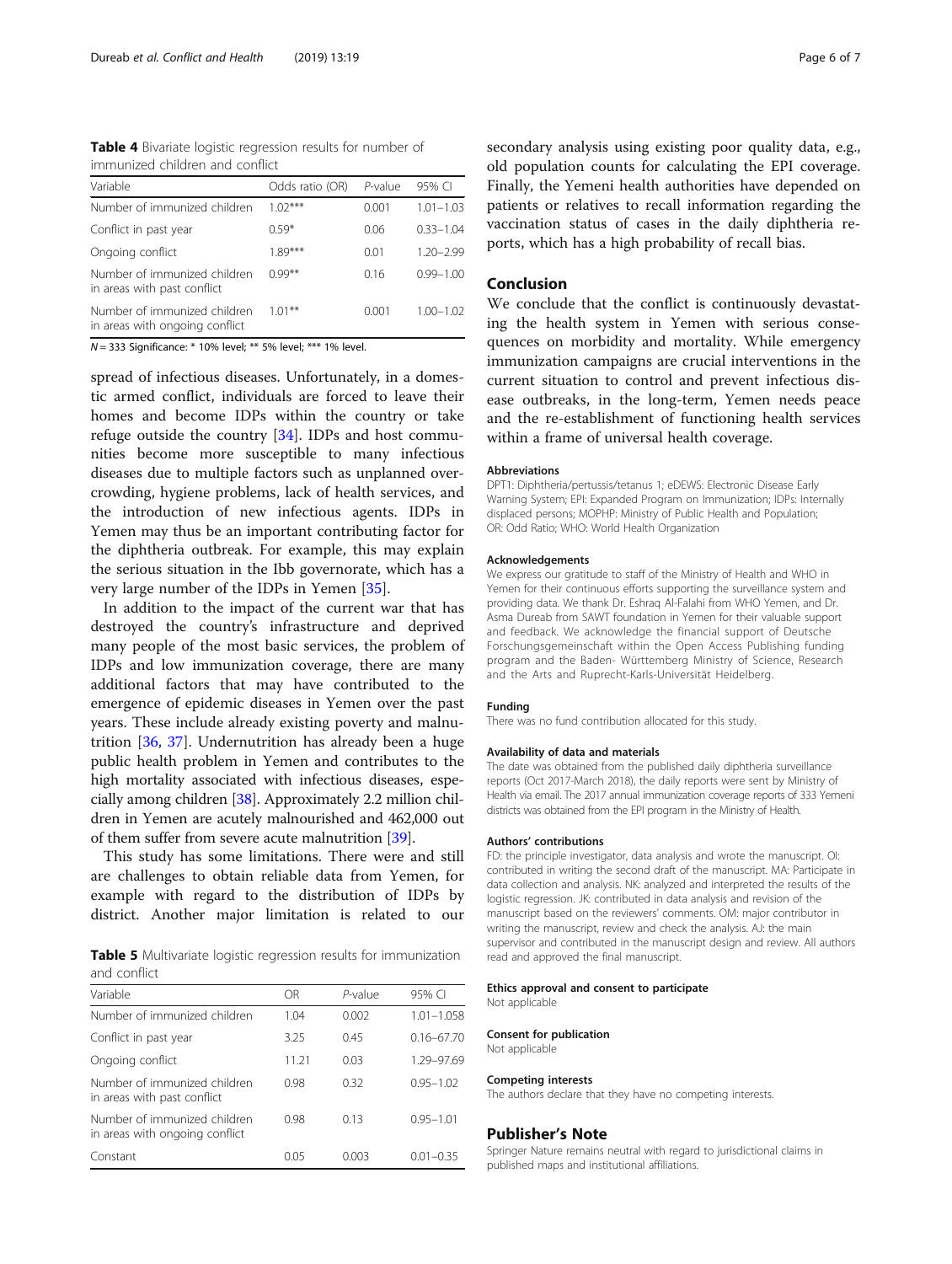**Table 4** Bivariate logistic regression results for number of immunized children and conflict

| Variable | Odds ratio (OR) | *P*-value | 95% CI |
|---|---|---|---|
| Number of immunized children | 1.02*** | 0.001 | 1.01–1.03 |
| Conflict in past year | 0.59* | 0.06 | 0.33–1.04 |
| Ongoing conflict | 1.89*** | 0.01 | 1.20–2.99 |
| Number of immunized children in areas with past conflict | 0.99** | 0.16 | 0.99–1.00 |
| Number of immunized children in areas with ongoing conflict | 1.01** | 0.001 | 1.00–1.02 |

$N = 333$ Significance: * 10% level; ** 5% level; *** 1% level.

spread of infectious diseases. Unfortunately, in a domestic armed conflict, individuals are forced to leave their homes and become IDPs within the country or take refuge outside the country [34]. IDPs and host communities become more susceptible to many infectious diseases due to multiple factors such as unplanned overcrowding, hygiene problems, lack of health services, and the introduction of new infectious agents. IDPs in Yemen may thus be an important contributing factor for the diphtheria outbreak. For example, this may explain the serious situation in the Ibb governorate, which has a very large number of the IDPs in Yemen [35].

In addition to the impact of the current war that has destroyed the country's infrastructure and deprived many people of the most basic services, the problem of IDPs and low immunization coverage, there are many additional factors that may have contributed to the emergence of epidemic diseases in Yemen over the past years. These include already existing poverty and malnutrition [36, 37]. Undernutrition has already been a huge public health problem in Yemen and contributes to the high mortality associated with infectious diseases, especially among children [38]. Approximately 2.2 million children in Yemen are acutely malnourished and 462,000 out of them suffer from severe acute malnutrition [39].

This study has some limitations. There were and still are challenges to obtain reliable data from Yemen, for example with regard to the distribution of IDPs by district. Another major limitation is related to our secondary analysis using existing poor quality data, e.g., old population counts for calculating the EPI coverage. Finally, the Yemeni health authorities have depended on patients or relatives to recall information regarding the vaccination status of cases in the daily diphtheria reports, which has a high probability of recall bias.

**Table 5** Multivariate logistic regression results for immunization and conflict

| Variable | OR | *P*-value | 95% CI |
|---|---|---|---|
| Number of immunized children | 1.04 | 0.002 | 1.01–1.058 |
| Conflict in past year | 3.25 | 0.45 | 0.16–67.70 |
| Ongoing conflict | 11.21 | 0.03 | 1.29–97.69 |
| Number of immunized children in areas with past conflict | 0.98 | 0.32 | 0.95–1.02 |
| Number of immunized children in areas with ongoing conflict | 0.98 | 0.13 | 0.95–1.01 |
| Constant | 0.05 | 0.003 | 0.01–0.35 |

## Conclusion

We conclude that the conflict is continuously devastating the health system in Yemen with serious consequences on morbidity and mortality. While emergency immunization campaigns are crucial interventions in the current situation to control and prevent infectious disease outbreaks, in the long-term, Yemen needs peace and the re-establishment of functioning health services within a frame of universal health coverage.

#### Abbreviations

DPT1: Diphtheria/pertussis/tetanus 1; eDEWS: Electronic Disease Early Warning System; EPI: Expanded Program on Immunization; IDPs: Internally displaced persons; MOPHP: Ministry of Public Health and Population; OR: Odd Ratio; WHO: World Health Organization

#### Acknowledgements

We express our gratitude to staff of the Ministry of Health and WHO in Yemen for their continuous efforts supporting the surveillance system and providing data. We thank Dr. Eshraq Al-Falahi from WHO Yemen, and Dr. Asma Dureab from SAWT foundation in Yemen for their valuable support and feedback. We acknowledge the financial support of Deutsche Forschungsgemeinschaft within the Open Access Publishing funding program and the Baden- Württemberg Ministry of Science, Research and the Arts and Ruprecht-Karls-Universität Heidelberg.

#### Funding

There was no fund contribution allocated for this study.

#### Availability of data and materials

The date was obtained from the published daily diphtheria surveillance reports (Oct 2017-March 2018), the daily reports were sent by Ministry of Health via email. The 2017 annual immunization coverage reports of 333 Yemeni districts was obtained from the EPI program in the Ministry of Health.

#### Authors' contributions

FD: the principle investigator, data analysis and wrote the manuscript. OI: contributed in writing the second draft of the manuscript. MA: Participate in data collection and analysis. NK: analyzed and interpreted the results of the logistic regression. JK: contributed in data analysis and revision of the manuscript based on the reviewers' comments. OM: major contributor in writing the manuscript, review and check the analysis. AJ: the main supervisor and contributed in the manuscript design and review. All authors read and approved the final manuscript.

#### Ethics approval and consent to participate

Not applicable

#### Consent for publication

Not applicable

#### Competing interests

The authors declare that they have no competing interests.

## Publisher's Note

Springer Nature remains neutral with regard to jurisdictional claims in published maps and institutional affiliations.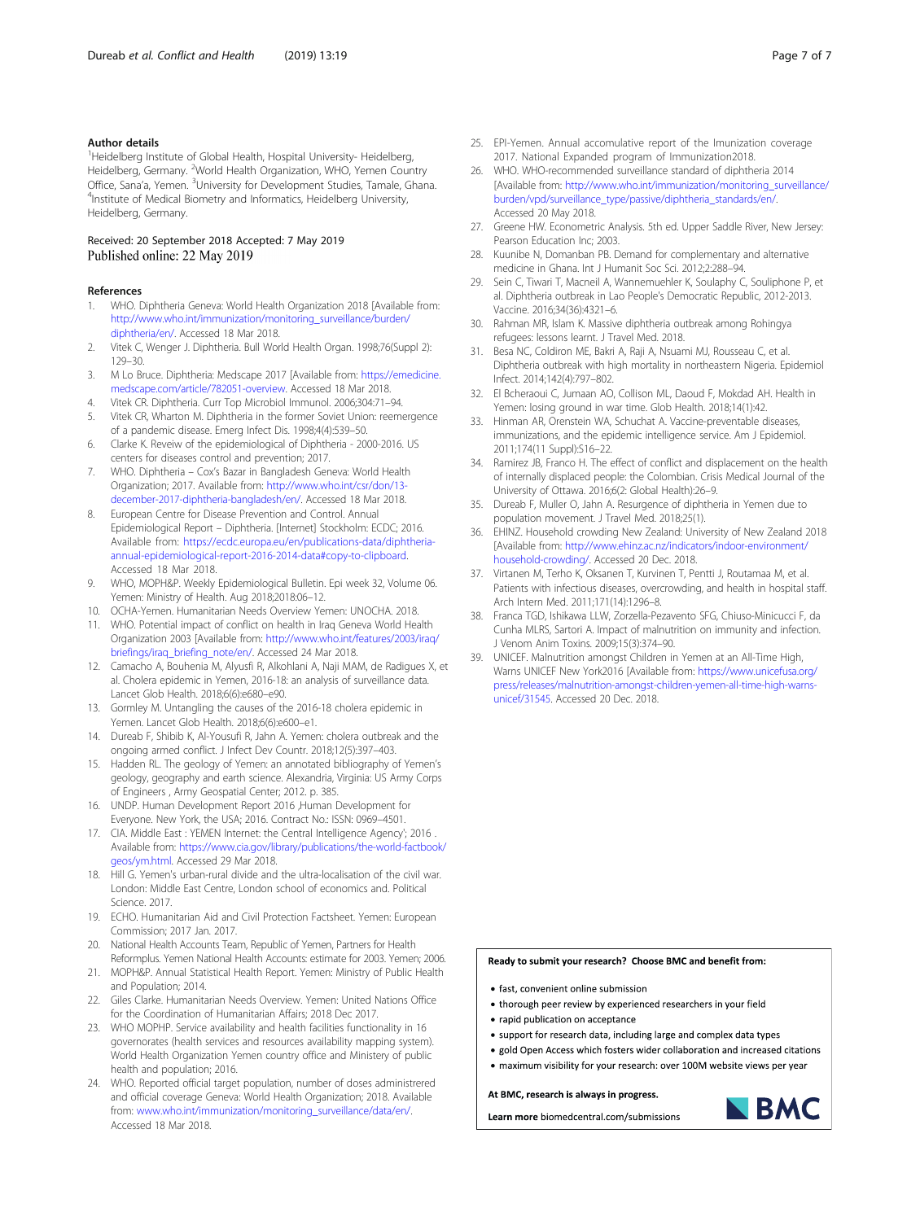#### Author details

[1]Heidelberg Institute of Global Health, Hospital University- Heidelberg, Heidelberg, Germany. [2]World Health Organization, WHO, Yemen Country Office, Sana'a, Yemen. [3]University for Development Studies, Tamale, Ghana. [4]Institute of Medical Biometry and Informatics, Heidelberg University, Heidelberg, Germany.

Received: 20 September 2018 Accepted: 7 May 2019
Published online: 22 May 2019

#### References

1. WHO. Diphtheria Geneva: World Health Organization 2018 [Available from: http://www.who.int/immunization/monitoring_surveillance/burden/diphtheria/en/. Accessed 18 Mar 2018.
2. Vitek C, Wenger J. Diphtheria. Bull World Health Organ. 1998;76(Suppl 2): 129–30.
3. M Lo Bruce. Diphtheria: Medscape 2017 [Available from: https://emedicine.medscape.com/article/782051-overview. Accessed 18 Mar 2018.
4. Vitek CR. Diphtheria. Curr Top Microbiol Immunol. 2006;304:71–94.
5. Vitek CR, Wharton M. Diphtheria in the former Soviet Union: reemergence of a pandemic disease. Emerg Infect Dis. 1998;4(4):539–50.
6. Clarke K. Reveiw of the epidemiological of Diphtheria - 2000-2016. US centers for diseases control and prevention; 2017.
7. WHO. Diphtheria – Cox's Bazar in Bangladesh Geneva: World Health Organization; 2017. Available from: http://www.who.int/csr/don/13-december-2017-diphtheria-bangladesh/en/. Accessed 18 Mar 2018.
8. European Centre for Disease Prevention and Control. Annual Epidemiological Report – Diphtheria. [Internet] Stockholm: ECDC; 2016. Available from: https://ecdc.europa.eu/en/publications-data/diphtheria-annual-epidemiological-report-2016-2014-data#copy-to-clipboard. Accessed 18 Mar 2018.
9. WHO, MOPH&P. Weekly Epidemiological Bulletin. Epi week 32, Volume 06. Yemen: Ministry of Health. Aug 2018;2018:06–12.
10. OCHA-Yemen. Humanitarian Needs Overview Yemen: UNOCHA. 2018.
11. WHO. Potential impact of conflict on health in Iraq Geneva World Health Organization 2003 [Available from: http://www.who.int/features/2003/iraq/briefings/iraq_briefing_note/en/. Accessed 24 Mar 2018.
12. Camacho A, Bouhenia M, Alyusfi R, Alkohlani A, Naji MAM, de Radigues X, et al. Cholera epidemic in Yemen, 2016-18: an analysis of surveillance data. Lancet Glob Health. 2018;6(6):e680–e90.
13. Gormley M. Untangling the causes of the 2016-18 cholera epidemic in Yemen. Lancet Glob Health. 2018;6(6):e600–e1.
14. Dureab F, Shibib K, Al-Yousufi R, Jahn A. Yemen: cholera outbreak and the ongoing armed conflict. J Infect Dev Countr. 2018;12(5):397–403.
15. Hadden RL. The geology of Yemen: an annotated bibliography of Yemen's geology, geography and earth science. Alexandria, Virginia: US Army Corps of Engineers , Army Geospatial Center; 2012. p. 385.
16. UNDP. Human Development Report 2016 ,Human Development for Everyone. New York, the USA; 2016. Contract No.: ISSN: 0969–4501.
17. CIA. Middle East : YEMEN Internet: the Central Intelligence Agency'; 2016 . Available from: https://www.cia.gov/library/publications/the-world-factbook/geos/ym.html. Accessed 29 Mar 2018.
18. Hill G. Yemen's urban-rural divide and the ultra-localisation of the civil war. London: Middle East Centre, London school of economics and. Political Science. 2017.
19. ECHO. Humanitarian Aid and Civil Protection Factsheet. Yemen: European Commission; 2017 Jan. 2017.
20. National Health Accounts Team, Republic of Yemen, Partners for Health Reformplus. Yemen National Health Accounts: estimate for 2003. Yemen; 2006.
21. MOPH&P. Annual Statistical Health Report. Yemen: Ministry of Public Health and Population; 2014.
22. Giles Clarke. Humanitarian Needs Overview. Yemen: United Nations Office for the Coordination of Humanitarian Affairs; 2018 Dec 2017.
23. WHO MOPHP. Service availability and health facilities functionality in 16 governorates (health services and resources availability mapping system). World Health Organization Yemen country office and Ministery of public health and population; 2016.
24. WHO. Reported official target population, number of doses administrered and official coverage Geneva: World Health Organization; 2018. Available from: www.who.int/immunization/monitoring_surveillance/data/en/. Accessed 18 Mar 2018.
25. EPI-Yemen. Annual accomulative report of the Imunization coverage 2017. National Expanded program of Immunization2018.
26. WHO. WHO-recommended surveillance standard of diphtheria 2014 [Available from: http://www.who.int/immunization/monitoring_surveillance/burden/vpd/surveillance_type/passive/diphtheria_standards/en/. Accessed 20 May 2018.
27. Greene HW. Econometric Analysis. 5th ed. Upper Saddle River, New Jersey: Pearson Education Inc; 2003.
28. Kuunibe N, Domanban PB. Demand for complementary and alternative medicine in Ghana. Int J Humanit Soc Sci. 2012;2:288–94.
29. Sein C, Tiwari T, Macneil A, Wannemuehler K, Soulaphy C, Souliphone P, et al. Diphtheria outbreak in Lao People's Democratic Republic, 2012-2013. Vaccine. 2016;34(36):4321–6.
30. Rahman MR, Islam K. Massive diphtheria outbreak among Rohingya refugees: lessons learnt. J Travel Med. 2018.
31. Besa NC, Coldiron ME, Bakri A, Raji A, Nsuami MJ, Rousseau C, et al. Diphtheria outbreak with high mortality in northeastern Nigeria. Epidemiol Infect. 2014;142(4):797–802.
32. El Bcheraoui C, Jumaan AO, Collison ML, Daoud F, Mokdad AH. Health in Yemen: losing ground in war time. Glob Health. 2018;14(1):42.
33. Hinman AR, Orenstein WA, Schuchat A. Vaccine-preventable diseases, immunizations, and the epidemic intelligence service. Am J Epidemiol. 2011;174(11 Suppl):S16–22.
34. Ramirez JB, Franco H. The effect of conflict and displacement on the health of internally displaced people: the Colombian. Crisis Medical Journal of the University of Ottawa. 2016;6(2: Global Health):26–9.
35. Dureab F, Muller O, Jahn A. Resurgence of diphtheria in Yemen due to population movement. J Travel Med. 2018;25(1).
36. EHINZ. Household crowding New Zealand: University of New Zealand 2018 [Available from: http://www.ehinz.ac.nz/indicators/indoor-environment/household-crowding/. Accessed 20 Dec. 2018.
37. Virtanen M, Terho K, Oksanen T, Kurvinen T, Pentti J, Routamaa M, et al. Patients with infectious diseases, overcrowding, and health in hospital staff. Arch Intern Med. 2011;171(14):1296–8.
38. Franca TGD, Ishikawa LLW, Zorzella-Pezavento SFG, Chiuso-Minicucci F, da Cunha MLRS, Sartori A. Impact of malnutrition on immunity and infection. J Venom Anim Toxins. 2009;15(3):374–90.
39. UNICEF. Malnutrition amongst Children in Yemen at an All-Time High, Warns UNICEF New York2016 [Available from: https://www.unicefusa.org/press/releases/malnutrition-amongst-children-yemen-all-time-high-warns-unicef/31545. Accessed 20 Dec. 2018.

**Ready to submit your research? Choose BMC and benefit from:**

- fast, convenient online submission
- thorough peer review by experienced researchers in your field
- rapid publication on acceptance
- support for research data, including large and complex data types
- gold Open Access which fosters wider collaboration and increased citations
- maximum visibility for your research: over 100M website views per year

**At BMC, research is always in progress.**

**Learn more** biomedcentral.com/submissions

BMC